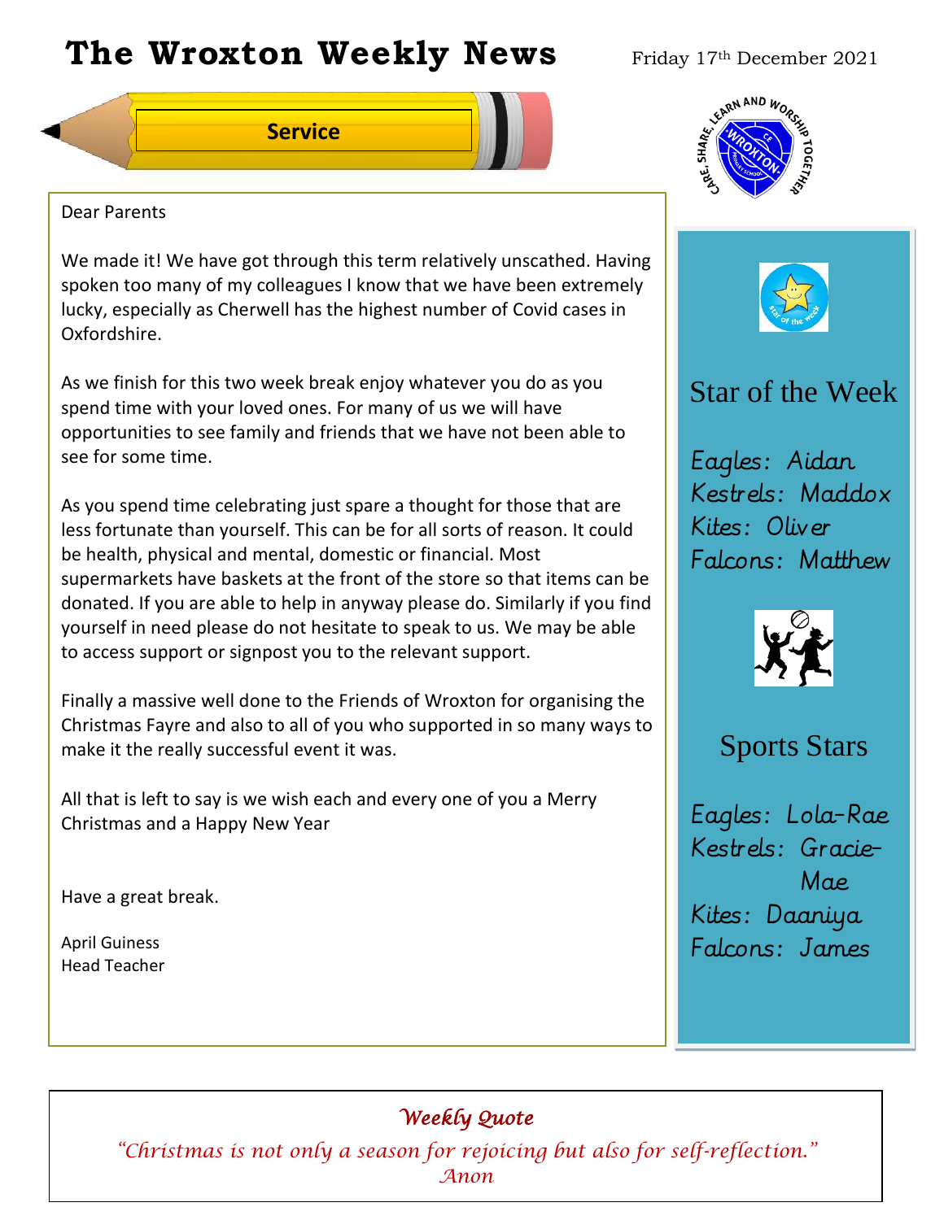# The Wroxton Weekly News

Friday 17th December 2021

## Service

Dear Parents

We made it! We have got through this term relatively unscathed. Having spoken too many of my colleagues I know that we have been extremely lucky, especially as Cherwell has the highest number of Covid cases in Oxfordshire.

As we finish for this two week break enjoy whatever you do as you spend time with your loved ones. For many of us we will have opportunities to see family and friends that we have not been able to see for some time.

As you spend time celebrating just spare a thought for those that are less fortunate than yourself. This can be for all sorts of reason. It could be health, physical and mental, domestic or financial. Most supermarkets have baskets at the front of the store so that items can be donated. If you are able to help in anyway please do. Similarly if you find yourself in need please do not hesitate to speak to us. We may be able to access support or signpost you to the relevant support.

Finally a massive well done to the Friends of Wroxton for organising the Christmas Fayre and also to all of you who supported in so many ways to make it the really successful event it was.

All that is left to say is we wish each and every one of you a Merry Christmas and a Happy New Year

Have a great break.

April Guiness
Head Teacher

## Star of the Week

Eagles: Aidan
Kestrels: Maddox
Kites: Oliver
Falcons: Matthew

## Sports Stars

Eagles: Lola-Rae
Kestrels: Gracie-Mae
Kites: Daaniya
Falcons: James

### *Weekly Quote*

*"Christmas is not only a season for rejoicing but also for self-reflection."*
*Anon*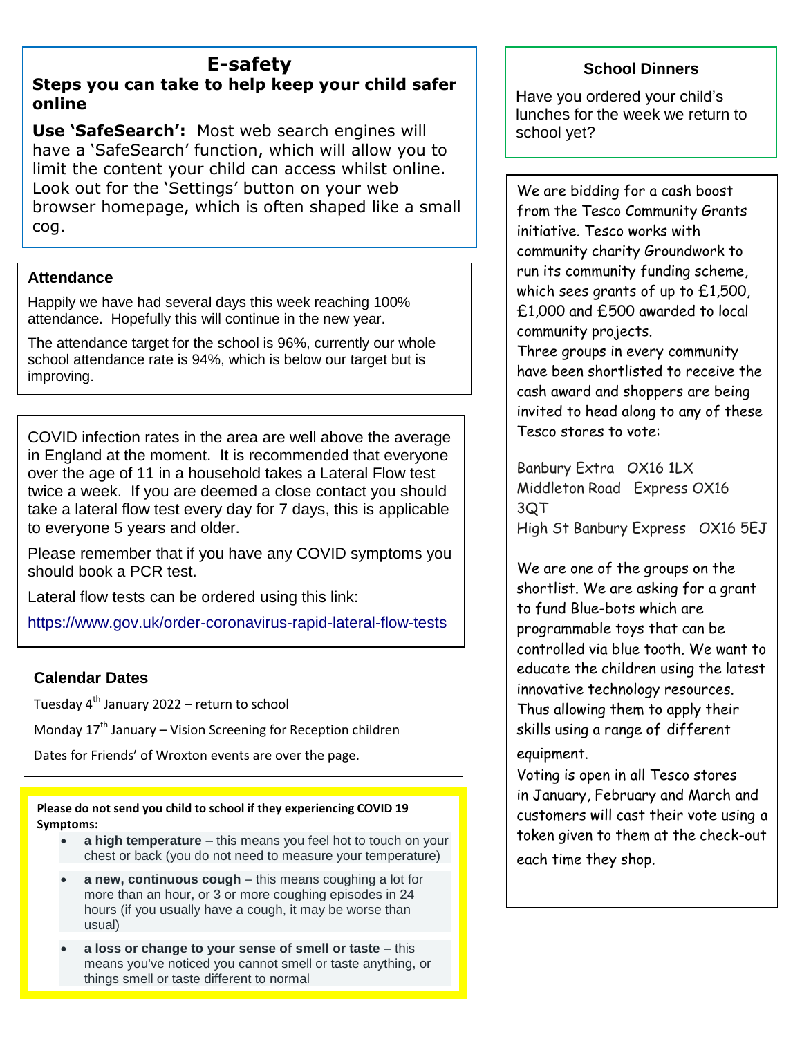## E-safety

### Steps you can take to help keep your child safer online

**Use 'SafeSearch':** Most web search engines will have a 'SafeSearch' function, which will allow you to limit the content your child can access whilst online. Look out for the 'Settings' button on your web browser homepage, which is often shaped like a small cog.

### Attendance

Happily we have had several days this week reaching 100% attendance. Hopefully this will continue in the new year.

The attendance target for the school is 96%, currently our whole school attendance rate is 94%, which is below our target but is improving.

COVID infection rates in the area are well above the average in England at the moment. It is recommended that everyone over the age of 11 in a household takes a Lateral Flow test twice a week. If you are deemed a close contact you should take a lateral flow test every day for 7 days, this is applicable to everyone 5 years and older.

Please remember that if you have any COVID symptoms you should book a PCR test.

Lateral flow tests can be ordered using this link:

https://www.gov.uk/order-coronavirus-rapid-lateral-flow-tests

### Calendar Dates

Tuesday 4th January 2022 – return to school

Monday 17th January – Vision Screening for Reception children

Dates for Friends' of Wroxton events are over the page.

**Please do not send you child to school if they experiencing COVID 19 Symptoms:**

- **a high temperature** – this means you feel hot to touch on your chest or back (you do not need to measure your temperature)
- **a new, continuous cough** – this means coughing a lot for more than an hour, or 3 or more coughing episodes in 24 hours (if you usually have a cough, it may be worse than usual)
- **a loss or change to your sense of smell or taste** – this means you've noticed you cannot smell or taste anything, or things smell or taste different to normal

### School Dinners

Have you ordered your child's lunches for the week we return to school yet?

We are bidding for a cash boost from the Tesco Community Grants initiative. Tesco works with community charity Groundwork to run its community funding scheme, which sees grants of up to £1,500, £1,000 and £500 awarded to local community projects.
Three groups in every community have been shortlisted to receive the cash award and shoppers are being invited to head along to any of these Tesco stores to vote:

Banbury Extra OX16 1LX
Middleton Road Express OX16 3QT
High St Banbury Express OX16 5EJ

We are one of the groups on the shortlist. We are asking for a grant to fund Blue-bots which are programmable toys that can be controlled via blue tooth. We want to educate the children using the latest innovative technology resources. Thus allowing them to apply their skills using a range of different equipment.
Voting is open in all Tesco stores in January, February and March and customers will cast their vote using a token given to them at the check-out each time they shop.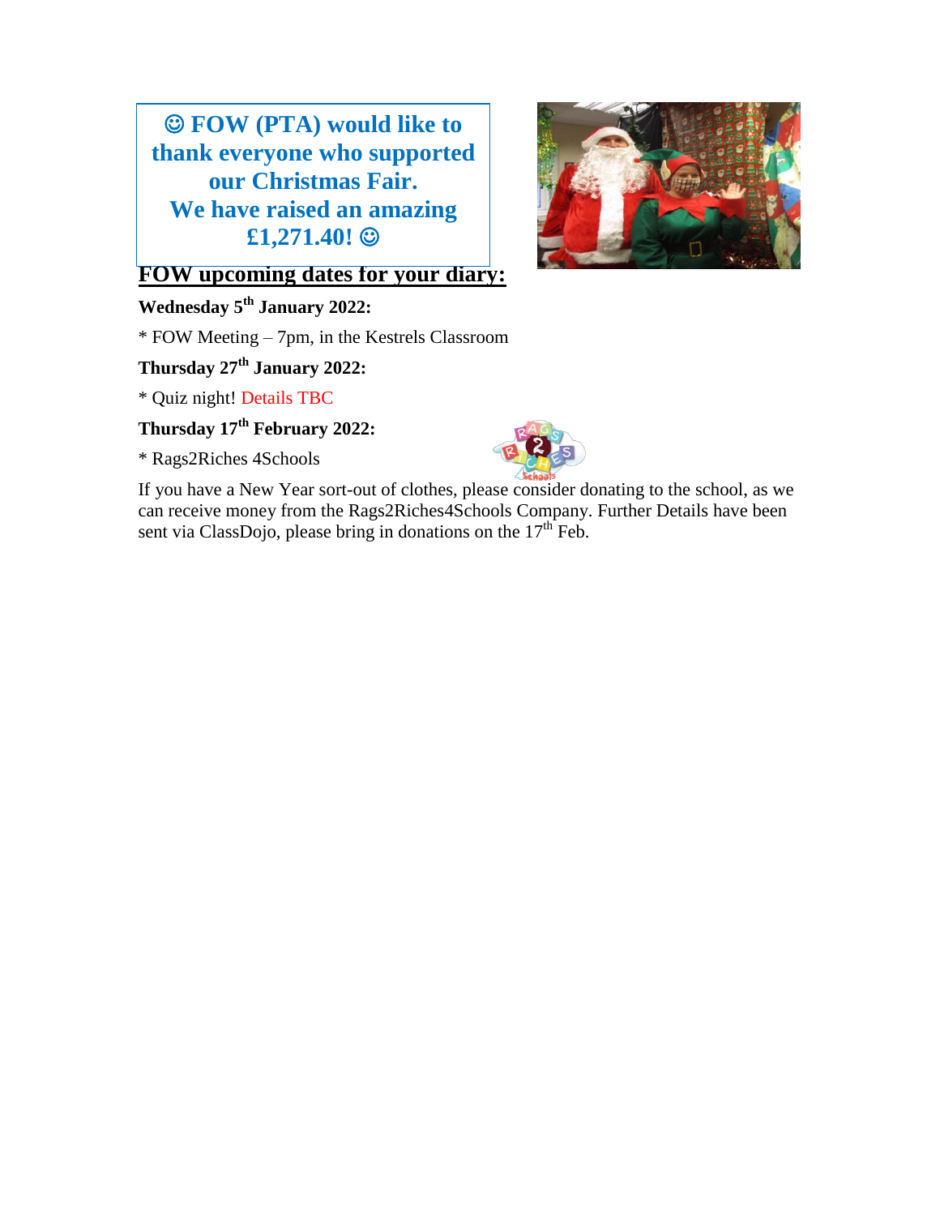**☺ FOW (PTA) would like to thank everyone who supported our Christmas Fair.**
**We have raised an amazing £1,271.40! ☺**

## FOW upcoming dates for your diary:

**Wednesday 5th January 2022:**

* FOW Meeting – 7pm, in the Kestrels Classroom

**Thursday 27th January 2022:**

* Quiz night! Details TBC

**Thursday 17th February 2022:**

* Rags2Riches 4Schools

If you have a New Year sort-out of clothes, please consider donating to the school, as we can receive money from the Rags2Riches4Schools Company. Further Details have been sent via ClassDojo, please bring in donations on the 17th Feb.